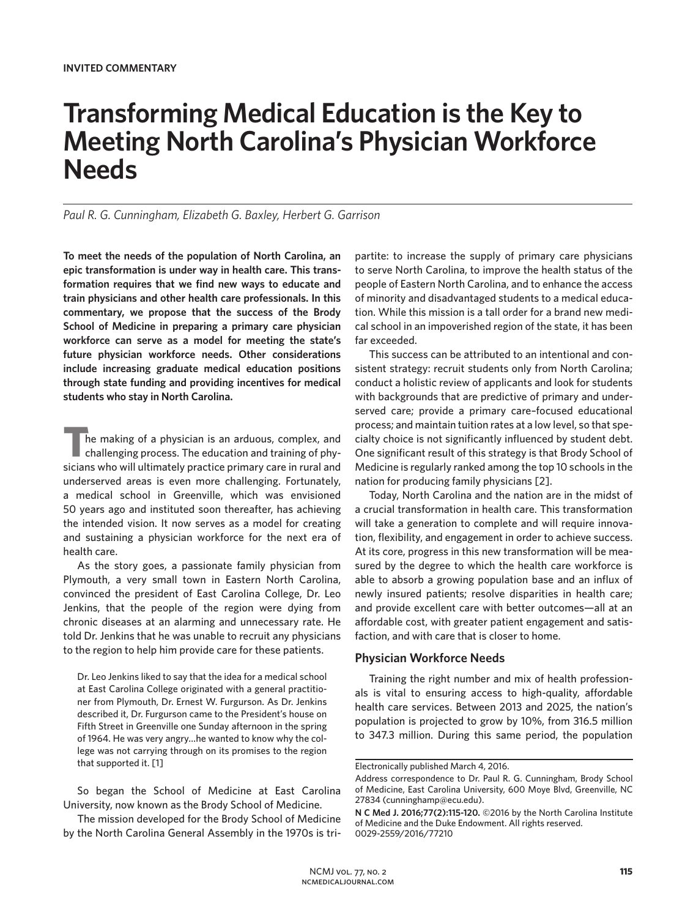**INVITED COMMENTARY**

# Transforming Medical Education is the Key to Meeting North Carolina's Physician Workforce Needs

*Paul R. G. Cunningham, Elizabeth G. Baxley, Herbert G. Garrison*

**To meet the needs of the population of North Carolina, an epic transformation is under way in health care. This transformation requires that we find new ways to educate and train physicians and other health care professionals. In this commentary, we propose that the success of the Brody School of Medicine in preparing a primary care physician workforce can serve as a model for meeting the state's future physician workforce needs. Other considerations include increasing graduate medical education positions through state funding and providing incentives for medical students who stay in North Carolina.**

The making of a physician is an arduous, complex, and challenging process. The education and training of physicians who will ultimately practice primary care in rural and underserved areas is even more challenging. Fortunately, a medical school in Greenville, which was envisioned 50 years ago and instituted soon thereafter, has achieving the intended vision. It now serves as a model for creating and sustaining a physician workforce for the next era of health care.

As the story goes, a passionate family physician from Plymouth, a very small town in Eastern North Carolina, convinced the president of East Carolina College, Dr. Leo Jenkins, that the people of the region were dying from chronic diseases at an alarming and unnecessary rate. He told Dr. Jenkins that he was unable to recruit any physicians to the region to help him provide care for these patients.

> Dr. Leo Jenkins liked to say that the idea for a medical school at East Carolina College originated with a general practitioner from Plymouth, Dr. Ernest W. Furgurson. As Dr. Jenkins described it, Dr. Furgurson came to the President's house on Fifth Street in Greenville one Sunday afternoon in the spring of 1964. He was very angry...he wanted to know why the college was not carrying through on its promises to the region that supported it. [1]

So began the School of Medicine at East Carolina University, now known as the Brody School of Medicine.

The mission developed for the Brody School of Medicine by the North Carolina General Assembly in the 1970s is tripartite: to increase the supply of primary care physicians to serve North Carolina, to improve the health status of the people of Eastern North Carolina, and to enhance the access of minority and disadvantaged students to a medical education. While this mission is a tall order for a brand new medical school in an impoverished region of the state, it has been far exceeded.

This success can be attributed to an intentional and consistent strategy: recruit students only from North Carolina; conduct a holistic review of applicants and look for students with backgrounds that are predictive of primary and underserved care; provide a primary care–focused educational process; and maintain tuition rates at a low level, so that specialty choice is not significantly influenced by student debt. One significant result of this strategy is that Brody School of Medicine is regularly ranked among the top 10 schools in the nation for producing family physicians [2].

Today, North Carolina and the nation are in the midst of a crucial transformation in health care. This transformation will take a generation to complete and will require innovation, flexibility, and engagement in order to achieve success. At its core, progress in this new transformation will be measured by the degree to which the health care workforce is able to absorb a growing population base and an influx of newly insured patients; resolve disparities in health care; and provide excellent care with better outcomes—all at an affordable cost, with greater patient engagement and satisfaction, and with care that is closer to home.

## Physician Workforce Needs

Training the right number and mix of health professionals is vital to ensuring access to high-quality, affordable health care services. Between 2013 and 2025, the nation's population is projected to grow by 10%, from 316.5 million to 347.3 million. During this same period, the population

---

Electronically published March 4, 2016.

Address correspondence to Dr. Paul R. G. Cunningham, Brody School of Medicine, East Carolina University, 600 Moye Blvd, Greenville, NC 27834 (cunninghamp@ecu.edu).

**N C Med J. 2016;77(2):115-120.** ©2016 by the North Carolina Institute of Medicine and the Duke Endowment. All rights reserved. 0029-2559/2016/77210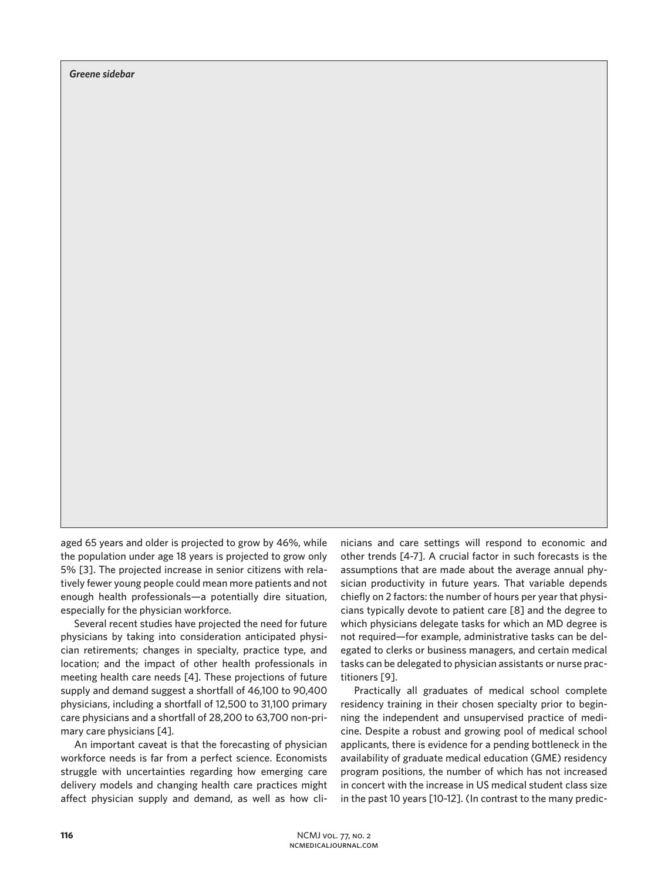*Greene sidebar*

aged 65 years and older is projected to grow by 46%, while the population under age 18 years is projected to grow only 5% [3]. The projected increase in senior citizens with relatively fewer young people could mean more patients and not enough health professionals—a potentially dire situation, especially for the physician workforce.

Several recent studies have projected the need for future physicians by taking into consideration anticipated physician retirements; changes in specialty, practice type, and location; and the impact of other health professionals in meeting health care needs [4]. These projections of future supply and demand suggest a shortfall of 46,100 to 90,400 physicians, including a shortfall of 12,500 to 31,100 primary care physicians and a shortfall of 28,200 to 63,700 non-primary care physicians [4].

An important caveat is that the forecasting of physician workforce needs is far from a perfect science. Economists struggle with uncertainties regarding how emerging care delivery models and changing health care practices might affect physician supply and demand, as well as how clinicians and care settings will respond to economic and other trends [4-7]. A crucial factor in such forecasts is the assumptions that are made about the average annual physician productivity in future years. That variable depends chiefly on 2 factors: the number of hours per year that physicians typically devote to patient care [8] and the degree to which physicians delegate tasks for which an MD degree is not required—for example, administrative tasks can be delegated to clerks or business managers, and certain medical tasks can be delegated to physician assistants or nurse practitioners [9].

Practically all graduates of medical school complete residency training in their chosen specialty prior to beginning the independent and unsupervised practice of medicine. Despite a robust and growing pool of medical school applicants, there is evidence for a pending bottleneck in the availability of graduate medical education (GME) residency program positions, the number of which has not increased in concert with the increase in US medical student class size in the past 10 years [10-12]. (In contrast to the many predic-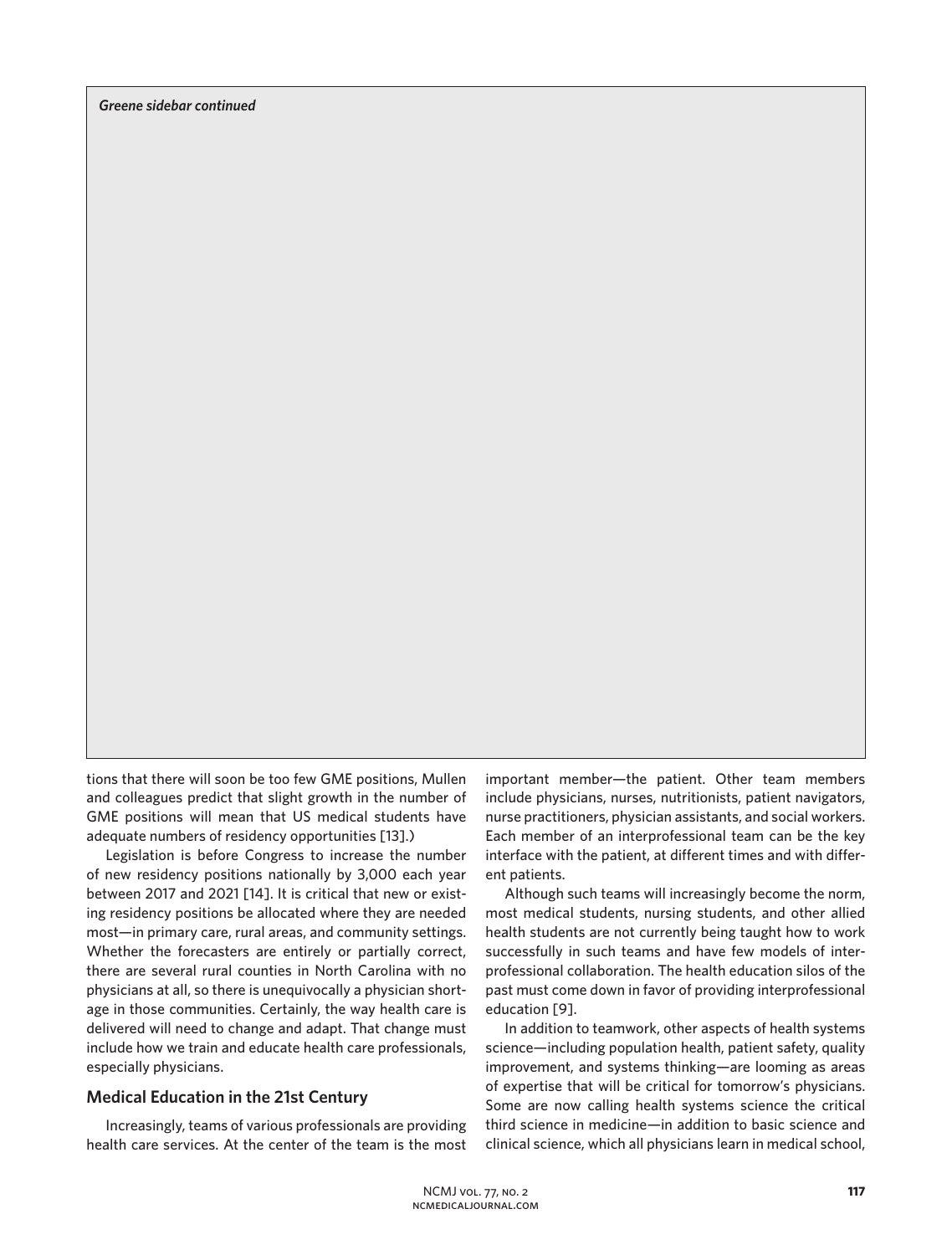*Greene sidebar continued*

tions that there will soon be too few GME positions, Mullen and colleagues predict that slight growth in the number of GME positions will mean that US medical students have adequate numbers of residency opportunities [13].)

Legislation is before Congress to increase the number of new residency positions nationally by 3,000 each year between 2017 and 2021 [14]. It is critical that new or existing residency positions be allocated where they are needed most—in primary care, rural areas, and community settings. Whether the forecasters are entirely or partially correct, there are several rural counties in North Carolina with no physicians at all, so there is unequivocally a physician shortage in those communities. Certainly, the way health care is delivered will need to change and adapt. That change must include how we train and educate health care professionals, especially physicians.

## Medical Education in the 21st Century

Increasingly, teams of various professionals are providing health care services. At the center of the team is the most important member—the patient. Other team members include physicians, nurses, nutritionists, patient navigators, nurse practitioners, physician assistants, and social workers. Each member of an interprofessional team can be the key interface with the patient, at different times and with different patients.

Although such teams will increasingly become the norm, most medical students, nursing students, and other allied health students are not currently being taught how to work successfully in such teams and have few models of interprofessional collaboration. The health education silos of the past must come down in favor of providing interprofessional education [9].

In addition to teamwork, other aspects of health systems science—including population health, patient safety, quality improvement, and systems thinking—are looming as areas of expertise that will be critical for tomorrow's physicians. Some are now calling health systems science the critical third science in medicine—in addition to basic science and clinical science, which all physicians learn in medical school,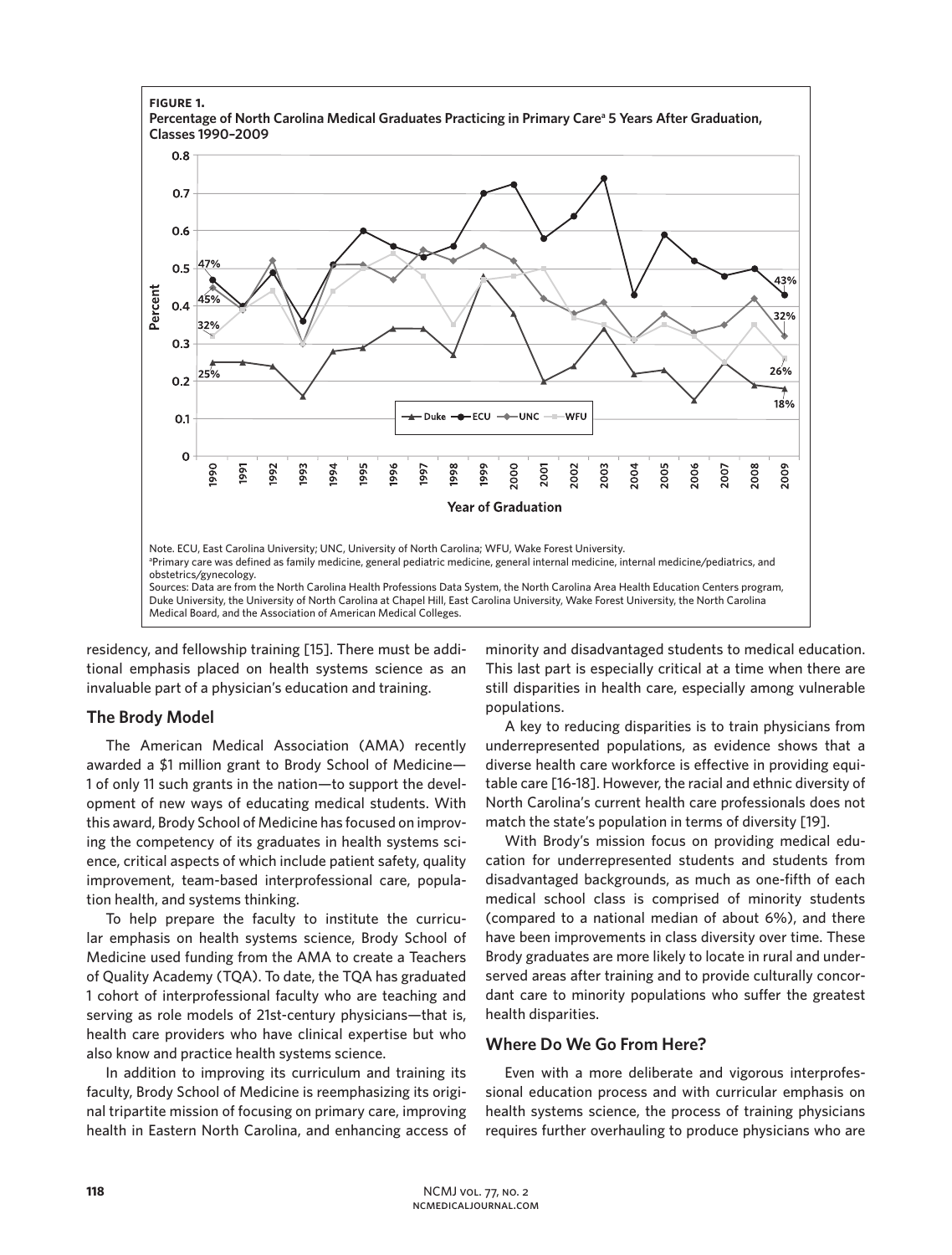**FIGURE 1.**
**Percentage of North Carolina Medical Graduates Practicing in Primary Care[a] 5 Years After Graduation, Classes 1990–2009**

Note. ECU, East Carolina University; UNC, University of North Carolina; WFU, Wake Forest University.

[a]Primary care was defined as family medicine, general pediatric medicine, general internal medicine, internal medicine/pediatrics, and obstetrics/gynecology.

Sources: Data are from the North Carolina Health Professions Data System, the North Carolina Area Health Education Centers program, Duke University, the University of North Carolina at Chapel Hill, East Carolina University, Wake Forest University, the North Carolina Medical Board, and the Association of American Medical Colleges.

residency, and fellowship training [15]. There must be additional emphasis placed on health systems science as an invaluable part of a physician's education and training.

## The Brody Model

The American Medical Association (AMA) recently awarded a $1 million grant to Brody School of Medicine—1 of only 11 such grants in the nation—to support the development of new ways of educating medical students. With this award, Brody School of Medicine has focused on improving the competency of its graduates in health systems science, critical aspects of which include patient safety, quality improvement, team-based interprofessional care, population health, and systems thinking.

To help prepare the faculty to institute the curricular emphasis on health systems science, Brody School of Medicine used funding from the AMA to create a Teachers of Quality Academy (TQA). To date, the TQA has graduated 1 cohort of interprofessional faculty who are teaching and serving as role models of 21st-century physicians—that is, health care providers who have clinical expertise but who also know and practice health systems science.

In addition to improving its curriculum and training its faculty, Brody School of Medicine is reemphasizing its original tripartite mission of focusing on primary care, improving health in Eastern North Carolina, and enhancing access of minority and disadvantaged students to medical education. This last part is especially critical at a time when there are still disparities in health care, especially among vulnerable populations.

A key to reducing disparities is to train physicians from underrepresented populations, as evidence shows that a diverse health care workforce is effective in providing equitable care [16-18]. However, the racial and ethnic diversity of North Carolina's current health care professionals does not match the state's population in terms of diversity [19].

With Brody's mission focus on providing medical education for underrepresented students and students from disadvantaged backgrounds, as much as one-fifth of each medical school class is comprised of minority students (compared to a national median of about 6%), and there have been improvements in class diversity over time. These Brody graduates are more likely to locate in rural and underserved areas after training and to provide culturally concordant care to minority populations who suffer the greatest health disparities.

## Where Do We Go From Here?

Even with a more deliberate and vigorous interprofessional education process and with curricular emphasis on health systems science, the process of training physicians requires further overhauling to produce physicians who are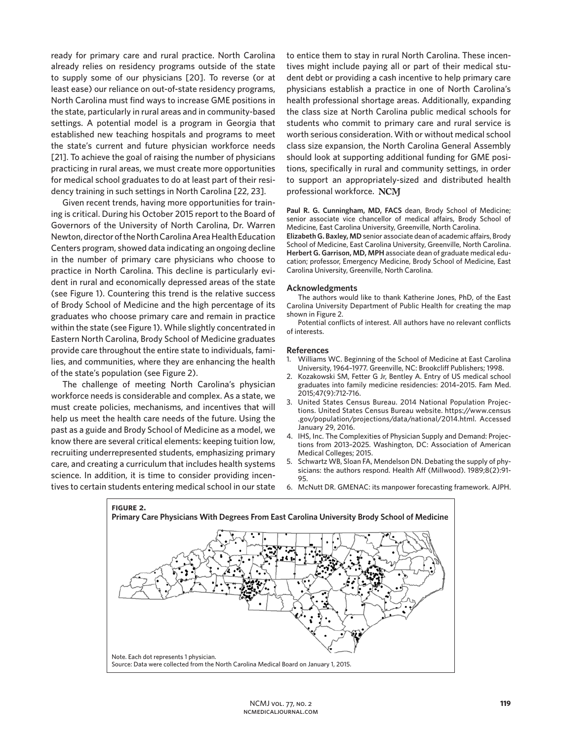ready for primary care and rural practice. North Carolina already relies on residency programs outside of the state to supply some of our physicians [20]. To reverse (or at least ease) our reliance on out-of-state residency programs, North Carolina must find ways to increase GME positions in the state, particularly in rural areas and in community-based settings. A potential model is a program in Georgia that established new teaching hospitals and programs to meet the state's current and future physician workforce needs [21]. To achieve the goal of raising the number of physicians practicing in rural areas, we must create more opportunities for medical school graduates to do at least part of their residency training in such settings in North Carolina [22, 23].

Given recent trends, having more opportunities for training is critical. During his October 2015 report to the Board of Governors of the University of North Carolina, Dr. Warren Newton, director of the North Carolina Area Health Education Centers program, showed data indicating an ongoing decline in the number of primary care physicians who choose to practice in North Carolina. This decline is particularly evident in rural and economically depressed areas of the state (see Figure 1). Countering this trend is the relative success of Brody School of Medicine and the high percentage of its graduates who choose primary care and remain in practice within the state (see Figure 1). While slightly concentrated in Eastern North Carolina, Brody School of Medicine graduates provide care throughout the entire state to individuals, families, and communities, where they are enhancing the health of the state's population (see Figure 2).

The challenge of meeting North Carolina's physician workforce needs is considerable and complex. As a state, we must create policies, mechanisms, and incentives that will help us meet the health care needs of the future. Using the past as a guide and Brody School of Medicine as a model, we know there are several critical elements: keeping tuition low, recruiting underrepresented students, emphasizing primary care, and creating a curriculum that includes health systems science. In addition, it is time to consider providing incentives to certain students entering medical school in our state to entice them to stay in rural North Carolina. These incentives might include paying all or part of their medical student debt or providing a cash incentive to help primary care physicians establish a practice in one of North Carolina's health professional shortage areas. Additionally, expanding the class size at North Carolina public medical schools for students who commit to primary care and rural service is worth serious consideration. With or without medical school class size expansion, the North Carolina General Assembly should look at supporting additional funding for GME positions, specifically in rural and community settings, in order to support an appropriately-sized and distributed health professional workforce. NCMJ

**Paul R. G. Cunningham, MD, FACS** dean, Brody School of Medicine; senior associate vice chancellor of medical affairs, Brody School of Medicine, East Carolina University, Greenville, North Carolina.
**Elizabeth G. Baxley, MD** senior associate dean of academic affairs, Brody School of Medicine, East Carolina University, Greenville, North Carolina.
**Herbert G. Garrison, MD, MPH** associate dean of graduate medical education; professor, Emergency Medicine, Brody School of Medicine, East Carolina University, Greenville, North Carolina.

### Acknowledgments

The authors would like to thank Katherine Jones, PhD, of the East Carolina University Department of Public Health for creating the map shown in Figure 2.

Potential conflicts of interest. All authors have no relevant conflicts of interests.

### References

1. Williams WC. Beginning of the School of Medicine at East Carolina University, 1964–1977. Greenville, NC: Brookcliff Publishers; 1998.
2. Kozakowski SM, Fetter G Jr, Bentley A. Entry of US medical school graduates into family medicine residencies: 2014–2015. Fam Med. 2015;47(9):712-716.
3. United States Census Bureau. 2014 National Population Projections. United States Census Bureau website. https://www.census.gov/population/projections/data/national/2014.html. Accessed January 29, 2016.
4. IHS, Inc. The Complexities of Physician Supply and Demand: Projections from 2013–2025. Washington, DC: Association of American Medical Colleges; 2015.
5. Schwartz WB, Sloan FA, Mendelson DN. Debating the supply of physicians: the authors respond. Health Aff (Millwood). 1989;8(2):91-95.
6. McNutt DR. GMENAC: its manpower forecasting framework. AJPH.

**FIGURE 2.**
**Primary Care Physicians With Degrees From East Carolina University Brody School of Medicine**

Note. Each dot represents 1 physician.
Source: Data were collected from the North Carolina Medical Board on January 1, 2015.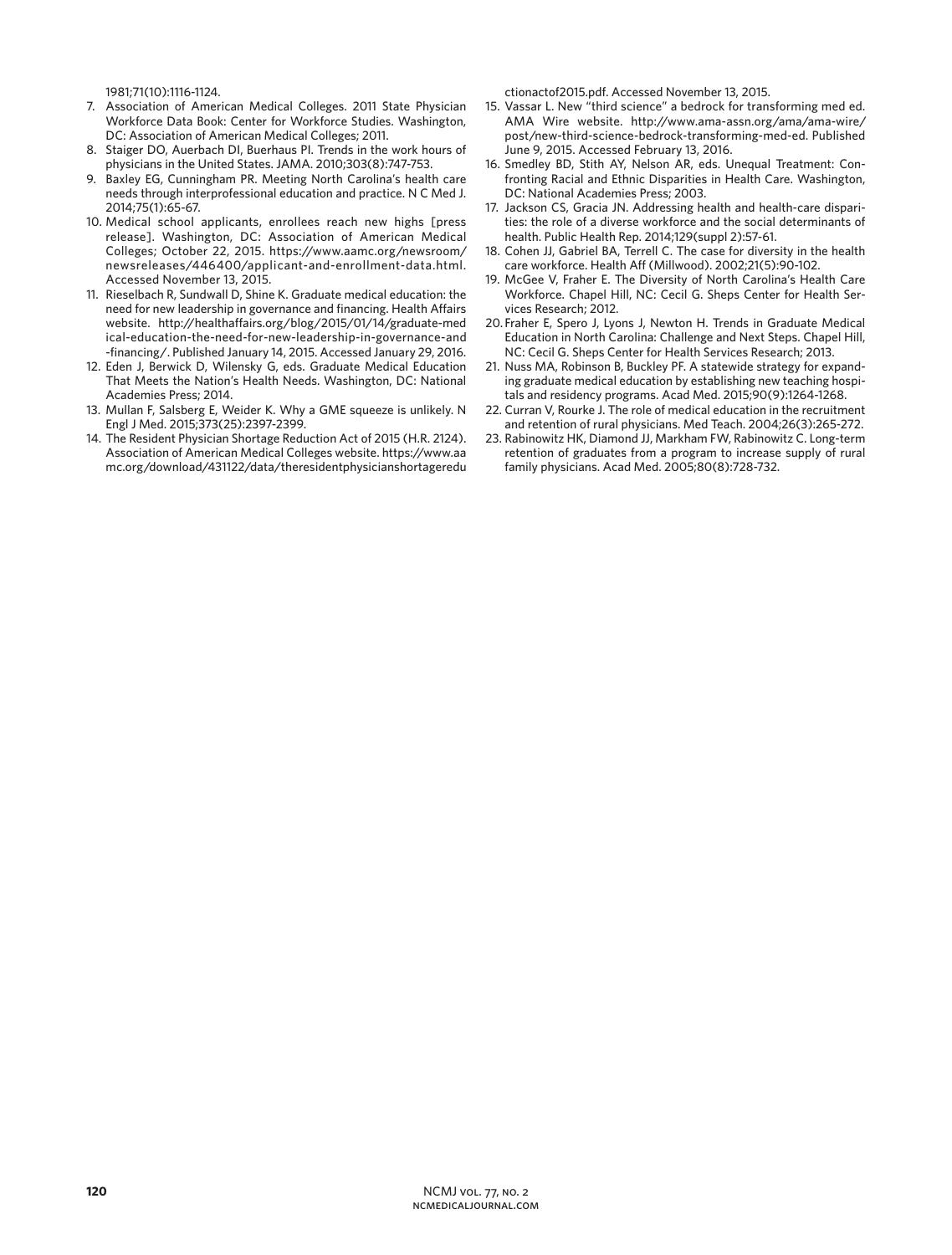1981;71(10):1116-1124.

7. Association of American Medical Colleges. 2011 State Physician Workforce Data Book: Center for Workforce Studies. Washington, DC: Association of American Medical Colleges; 2011.
8. Staiger DO, Auerbach DI, Buerhaus PI. Trends in the work hours of physicians in the United States. JAMA. 2010;303(8):747-753.
9. Baxley EG, Cunningham PR. Meeting North Carolina's health care needs through interprofessional education and practice. N C Med J. 2014;75(1):65-67.
10. Medical school applicants, enrollees reach new highs [press release]. Washington, DC: Association of American Medical Colleges; October 22, 2015. https://www.aamc.org/newsroom/newsreleases/446400/applicant-and-enrollment-data.html. Accessed November 13, 2015.
11. Rieselbach R, Sundwall D, Shine K. Graduate medical education: the need for new leadership in governance and financing. Health Affairs website. http://healthaffairs.org/blog/2015/01/14/graduate-medical-education-the-need-for-new-leadership-in-governance-and-financing/. Published January 14, 2015. Accessed January 29, 2016.
12. Eden J, Berwick D, Wilensky G, eds. Graduate Medical Education That Meets the Nation's Health Needs. Washington, DC: National Academies Press; 2014.
13. Mullan F, Salsberg E, Weider K. Why a GME squeeze is unlikely. N Engl J Med. 2015;373(25):2397-2399.
14. The Resident Physician Shortage Reduction Act of 2015 (H.R. 2124). Association of American Medical Colleges website. https://www.aamc.org/download/431122/data/theresidentphysicianshortagereductionactof2015.pdf. Accessed November 13, 2015.
15. Vassar L. New "third science" a bedrock for transforming med ed. AMA Wire website. http://www.ama-assn.org/ama/ama-wire/post/new-third-science-bedrock-transforming-med-ed. Published June 9, 2015. Accessed February 13, 2016.
16. Smedley BD, Stith AY, Nelson AR, eds. Unequal Treatment: Confronting Racial and Ethnic Disparities in Health Care. Washington, DC: National Academies Press; 2003.
17. Jackson CS, Gracia JN. Addressing health and health-care disparities: the role of a diverse workforce and the social determinants of health. Public Health Rep. 2014;129(suppl 2):57-61.
18. Cohen JJ, Gabriel BA, Terrell C. The case for diversity in the health care workforce. Health Aff (Millwood). 2002;21(5):90-102.
19. McGee V, Fraher E. The Diversity of North Carolina's Health Care Workforce. Chapel Hill, NC: Cecil G. Sheps Center for Health Services Research; 2012.
20. Fraher E, Spero J, Lyons J, Newton H. Trends in Graduate Medical Education in North Carolina: Challenge and Next Steps. Chapel Hill, NC: Cecil G. Sheps Center for Health Services Research; 2013.
21. Nuss MA, Robinson B, Buckley PF. A statewide strategy for expanding graduate medical education by establishing new teaching hospitals and residency programs. Acad Med. 2015;90(9):1264-1268.
22. Curran V, Rourke J. The role of medical education in the recruitment and retention of rural physicians. Med Teach. 2004;26(3):265-272.
23. Rabinowitz HK, Diamond JJ, Markham FW, Rabinowitz C. Long-term retention of graduates from a program to increase supply of rural family physicians. Acad Med. 2005;80(8):728-732.